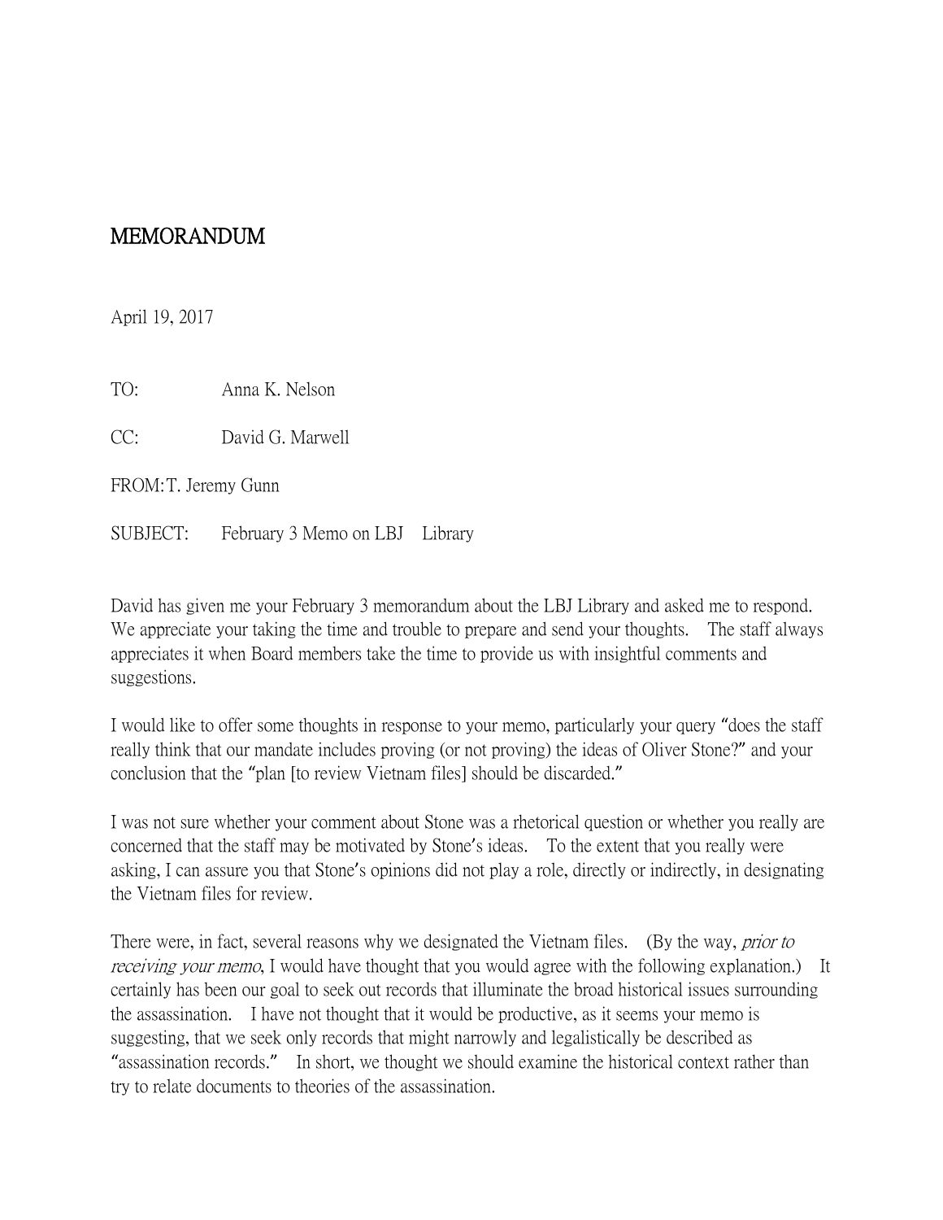# MEMORANDUM

April 19, 2017

TO: Anna K. Nelson

CC: David G. Marwell

FROM: T. Jeremy Gunn

SUBJECT: February 3 Memo on LBJ Library

David has given me your February 3 memorandum about the LBJ Library and asked me to respond. We appreciate your taking the time and trouble to prepare and send your thoughts. The staff always appreciates it when Board members take the time to provide us with insightful comments and suggestions.

I would like to offer some thoughts in response to your memo, particularly your query "does the staff really think that our mandate includes proving (or not proving) the ideas of Oliver Stone?" and your conclusion that the "plan [to review Vietnam files] should be discarded."

I was not sure whether your comment about Stone was a rhetorical question or whether you really are concerned that the staff may be motivated by Stone's ideas. To the extent that you really were asking, I can assure you that Stone's opinions did not play a role, directly or indirectly, in designating the Vietnam files for review.

There were, in fact, several reasons why we designated the Vietnam files. (By the way, *prior to receiving your memo*, I would have thought that you would agree with the following explanation.) It certainly has been our goal to seek out records that illuminate the broad historical issues surrounding the assassination. I have not thought that it would be productive, as it seems your memo is suggesting, that we seek only records that might narrowly and legalistically be described as "assassination records." In short, we thought we should examine the historical context rather than try to relate documents to theories of the assassination.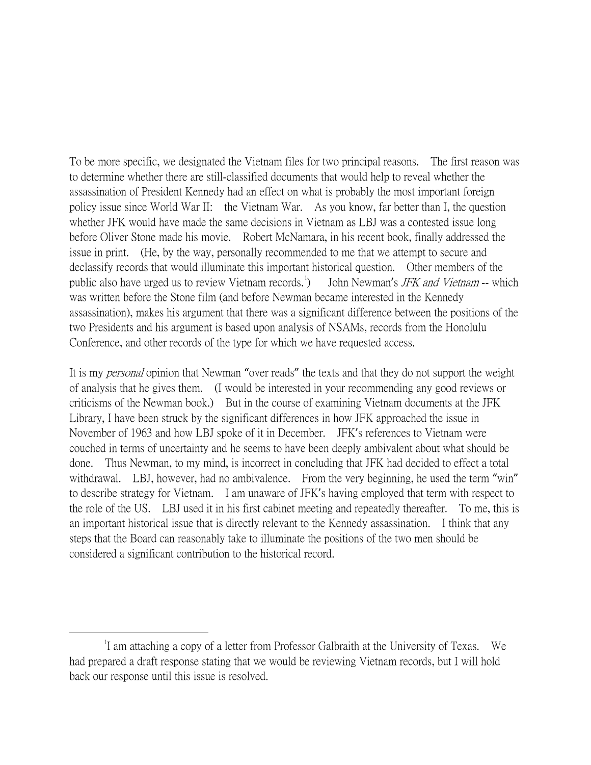To be more specific, we designated the Vietnam files for two principal reasons. The first reason was to determine whether there are still-classified documents that would help to reveal whether the assassination of President Kennedy had an effect on what is probably the most important foreign policy issue since World War II: the Vietnam War. As you know, far better than I, the question whether JFK would have made the same decisions in Vietnam as LBJ was a contested issue long before Oliver Stone made his movie. Robert McNamara, in his recent book, finally addressed the issue in print. (He, by the way, personally recommended to me that we attempt to secure and declassify records that would illuminate this important historical question. Other members of the public also have urged us to review Vietnam records.[1]) John Newman's *JFK and Vietnam* -- which was written before the Stone film (and before Newman became interested in the Kennedy assassination), makes his argument that there was a significant difference between the positions of the two Presidents and his argument is based upon analysis of NSAMs, records from the Honolulu Conference, and other records of the type for which we have requested access.

It is my *personal* opinion that Newman "over reads" the texts and that they do not support the weight of analysis that he gives them. (I would be interested in your recommending any good reviews or criticisms of the Newman book.) But in the course of examining Vietnam documents at the JFK Library, I have been struck by the significant differences in how JFK approached the issue in November of 1963 and how LBJ spoke of it in December. JFK's references to Vietnam were couched in terms of uncertainty and he seems to have been deeply ambivalent about what should be done. Thus Newman, to my mind, is incorrect in concluding that JFK had decided to effect a total withdrawal. LBJ, however, had no ambivalence. From the very beginning, he used the term "win" to describe strategy for Vietnam. I am unaware of JFK's having employed that term with respect to the role of the US. LBJ used it in his first cabinet meeting and repeatedly thereafter. To me, this is an important historical issue that is directly relevant to the Kennedy assassination. I think that any steps that the Board can reasonably take to illuminate the positions of the two men should be considered a significant contribution to the historical record.

---

[1] I am attaching a copy of a letter from Professor Galbraith at the University of Texas. We had prepared a draft response stating that we would be reviewing Vietnam records, but I will hold back our response until this issue is resolved.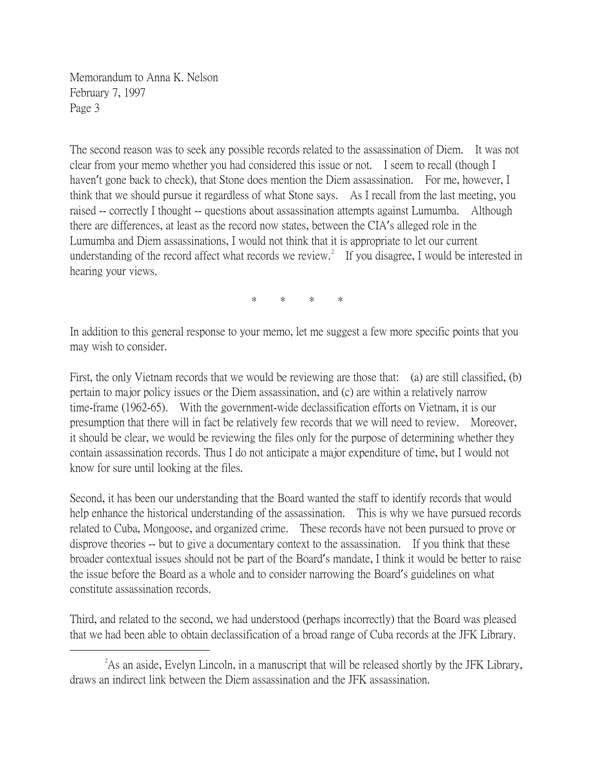The second reason was to seek any possible records related to the assassination of Diem. It was not clear from your memo whether you had considered this issue or not. I seem to recall (though I haven't gone back to check), that Stone does mention the Diem assassination. For me, however, I think that we should pursue it regardless of what Stone says. As I recall from the last meeting, you raised -- correctly I thought -- questions about assassination attempts against Lumumba. Although there are differences, at least as the record now states, between the CIA's alleged role in the Lumumba and Diem assassinations, I would not think that it is appropriate to let our current understanding of the record affect what records we review.[2] If you disagree, I would be interested in hearing your views.

\* \* \* \*

In addition to this general response to your memo, let me suggest a few more specific points that you may wish to consider.

First, the only Vietnam records that we would be reviewing are those that: (a) are still classified, (b) pertain to major policy issues or the Diem assassination, and (c) are within a relatively narrow time-frame (1962-65). With the government-wide declassification efforts on Vietnam, it is our presumption that there will in fact be relatively few records that we will need to review. Moreover, it should be clear, we would be reviewing the files only for the purpose of determining whether they contain assassination records. Thus I do not anticipate a major expenditure of time, but I would not know for sure until looking at the files.

Second, it has been our understanding that the Board wanted the staff to identify records that would help enhance the historical understanding of the assassination. This is why we have pursued records related to Cuba, Mongoose, and organized crime. These records have not been pursued to prove or disprove theories -- but to give a documentary context to the assassination. If you think that these broader contextual issues should not be part of the Board's mandate, I think it would be better to raise the issue before the Board as a whole and to consider narrowing the Board's guidelines on what constitute assassination records.

Third, and related to the second, we had understood (perhaps incorrectly) that the Board was pleased that we had been able to obtain declassification of a broad range of Cuba records at the JFK Library.

---

[2] As an aside, Evelyn Lincoln, in a manuscript that will be released shortly by the JFK Library, draws an indirect link between the Diem assassination and the JFK assassination.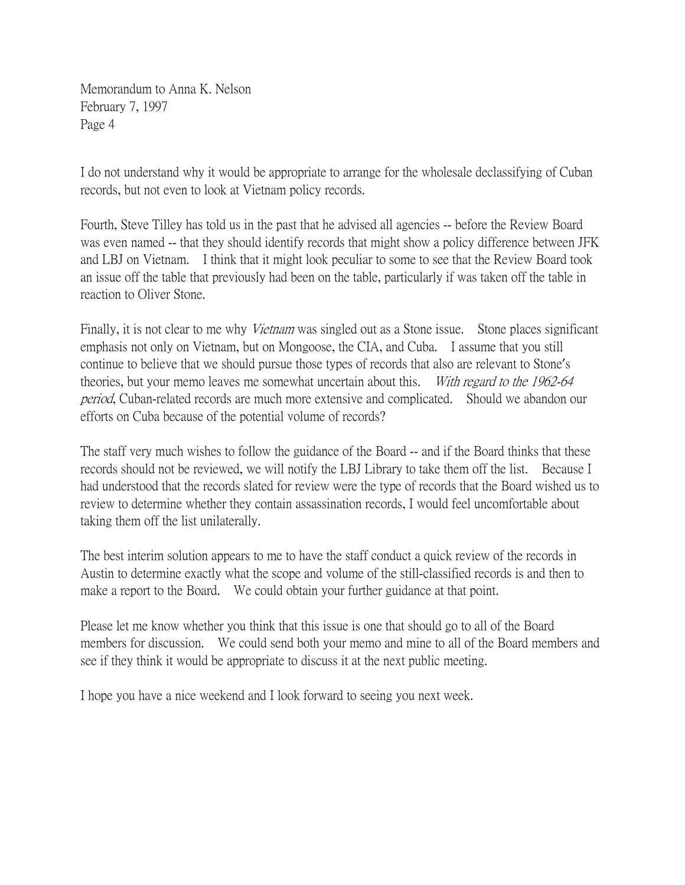I do not understand why it would be appropriate to arrange for the wholesale declassifying of Cuban records, but not even to look at Vietnam policy records.

Fourth, Steve Tilley has told us in the past that he advised all agencies -- before the Review Board was even named -- that they should identify records that might show a policy difference between JFK and LBJ on Vietnam. I think that it might look peculiar to some to see that the Review Board took an issue off the table that previously had been on the table, particularly if was taken off the table in reaction to Oliver Stone.

Finally, it is not clear to me why *Vietnam* was singled out as a Stone issue. Stone places significant emphasis not only on Vietnam, but on Mongoose, the CIA, and Cuba. I assume that you still continue to believe that we should pursue those types of records that also are relevant to Stone's theories, but your memo leaves me somewhat uncertain about this. *With regard to the 1962-64 period*, Cuban-related records are much more extensive and complicated. Should we abandon our efforts on Cuba because of the potential volume of records?

The staff very much wishes to follow the guidance of the Board -- and if the Board thinks that these records should not be reviewed, we will notify the LBJ Library to take them off the list. Because I had understood that the records slated for review were the type of records that the Board wished us to review to determine whether they contain assassination records, I would feel uncomfortable about taking them off the list unilaterally.

The best interim solution appears to me to have the staff conduct a quick review of the records in Austin to determine exactly what the scope and volume of the still-classified records is and then to make a report to the Board. We could obtain your further guidance at that point.

Please let me know whether you think that this issue is one that should go to all of the Board members for discussion. We could send both your memo and mine to all of the Board members and see if they think it would be appropriate to discuss it at the next public meeting.

I hope you have a nice weekend and I look forward to seeing you next week.